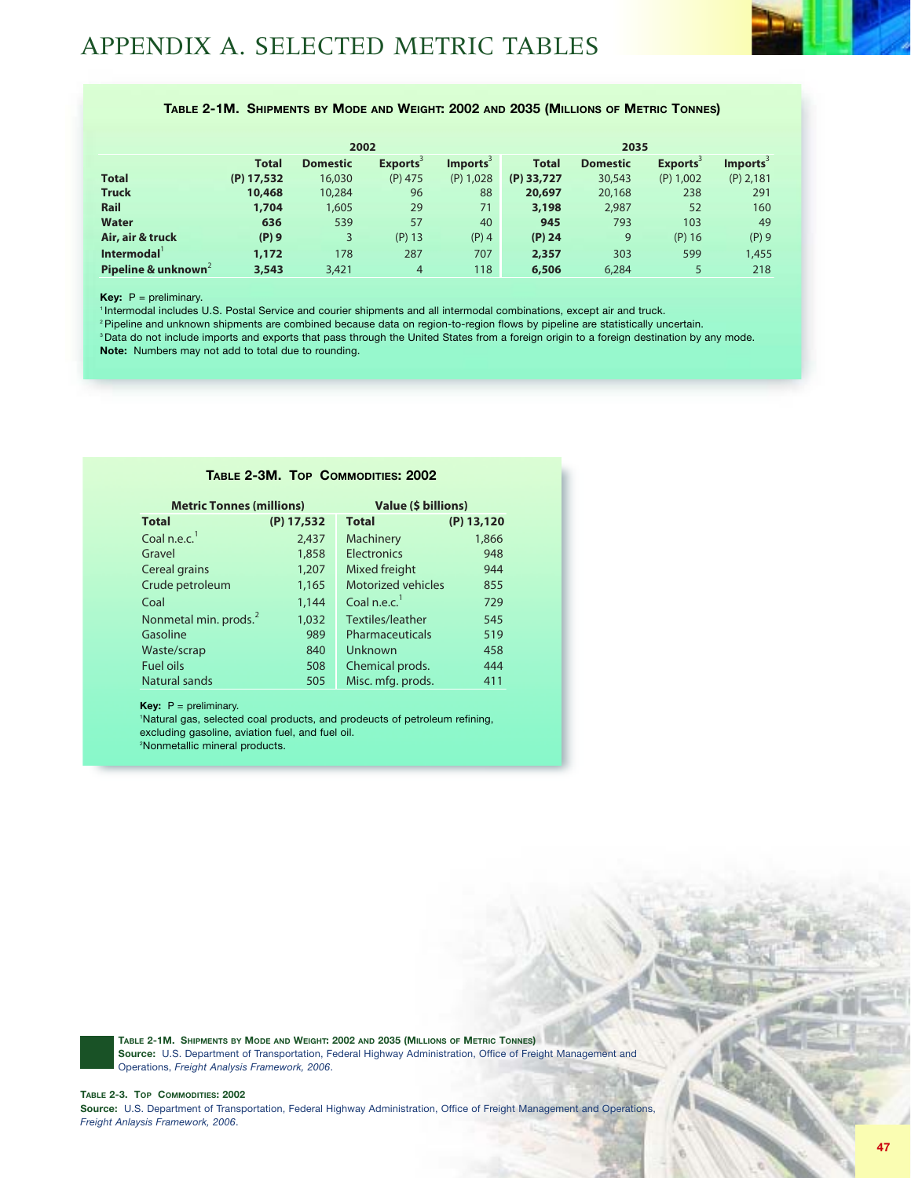# APPENDIX A. SELECTED METRIC TABLES

**Table 2-1M. Shipments by Mode and Weight: 2002 and 2035 (Millions of Metric Tonnes)**

| | 2002 | | | | 2035 | | | |
|---|---|---|---|---|---|---|---|---|
| | **Total** | **Domestic** | **Exports[3]** | **Imports[3]** | **Total** | **Domestic** | **Exports[3]** | **Imports[3]** |
| **Total** | **(P) 17,532** | 16,030 | (P) 475 | (P) 1,028 | **(P) 33,727** | 30,543 | (P) 1,002 | (P) 2,181 |
| **Truck** | **10,468** | 10,284 | 96 | 88 | **20,697** | 20,168 | 238 | 291 |
| **Rail** | **1,704** | 1,605 | 29 | 71 | **3,198** | 2,987 | 52 | 160 |
| **Water** | **636** | 539 | 57 | 40 | **945** | 793 | 103 | 49 |
| **Air, air & truck** | **(P) 9** | 3 | (P) 13 | (P) 4 | **(P) 24** | 9 | (P) 16 | (P) 9 |
| **Intermodal[1]** | **1,172** | 178 | 287 | 707 | **2,357** | 303 | 599 | 1,455 |
| **Pipeline & unknown[2]** | **3,543** | 3,421 | 4 | 118 | **6,506** | 6,284 | 5 | 218 |

**Key:** P = preliminary.

[1] Intermodal includes U.S. Postal Service and courier shipments and all intermodal combinations, except air and truck.

[2] Pipeline and unknown shipments are combined because data on region-to-region flows by pipeline are statistically uncertain.

[3] Data do not include imports and exports that pass through the United States from a foreign origin to a foreign destination by any mode.

**Note:** Numbers may not add to total due to rounding.

**Table 2-3M. Top Commodities: 2002**

| Metric Tonnes (millions) | | Value ($ billions) | |
|---|---|---|---|
| **Total** | **(P) 17,532** | **Total** | **(P) 13,120** |
| Coal n.e.c.[1] | 2,437 | Machinery | 1,866 |
| Gravel | 1,858 | Electronics | 948 |
| Cereal grains | 1,207 | Mixed freight | 944 |
| Crude petroleum | 1,165 | Motorized vehicles | 855 |
| Coal | 1,144 | Coal n.e.c.[1] | 729 |
| Nonmetal min. prods.[2] | 1,032 | Textiles/leather | 545 |
| Gasoline | 989 | Pharmaceuticals | 519 |
| Waste/scrap | 840 | Unknown | 458 |
| Fuel oils | 508 | Chemical prods. | 444 |
| Natural sands | 505 | Misc. mfg. prods. | 411 |

**Key:** P = preliminary.

[1] Natural gas, selected coal products, and prodeucts of petroleum refining, excluding gasoline, aviation fuel, and fuel oil.

[2] Nonmetallic mineral products.

**Table 2-1M. Shipments by Mode and Weight: 2002 and 2035 (Millions of Metric Tonnes)**
**Source:** U.S. Department of Transportation, Federal Highway Administration, Office of Freight Management and Operations, *Freight Analysis Framework, 2006*.

**Table 2-3. Top Commodities: 2002**
**Source:** U.S. Department of Transportation, Federal Highway Administration, Office of Freight Management and Operations, *Freight Anlaysis Framework, 2006*.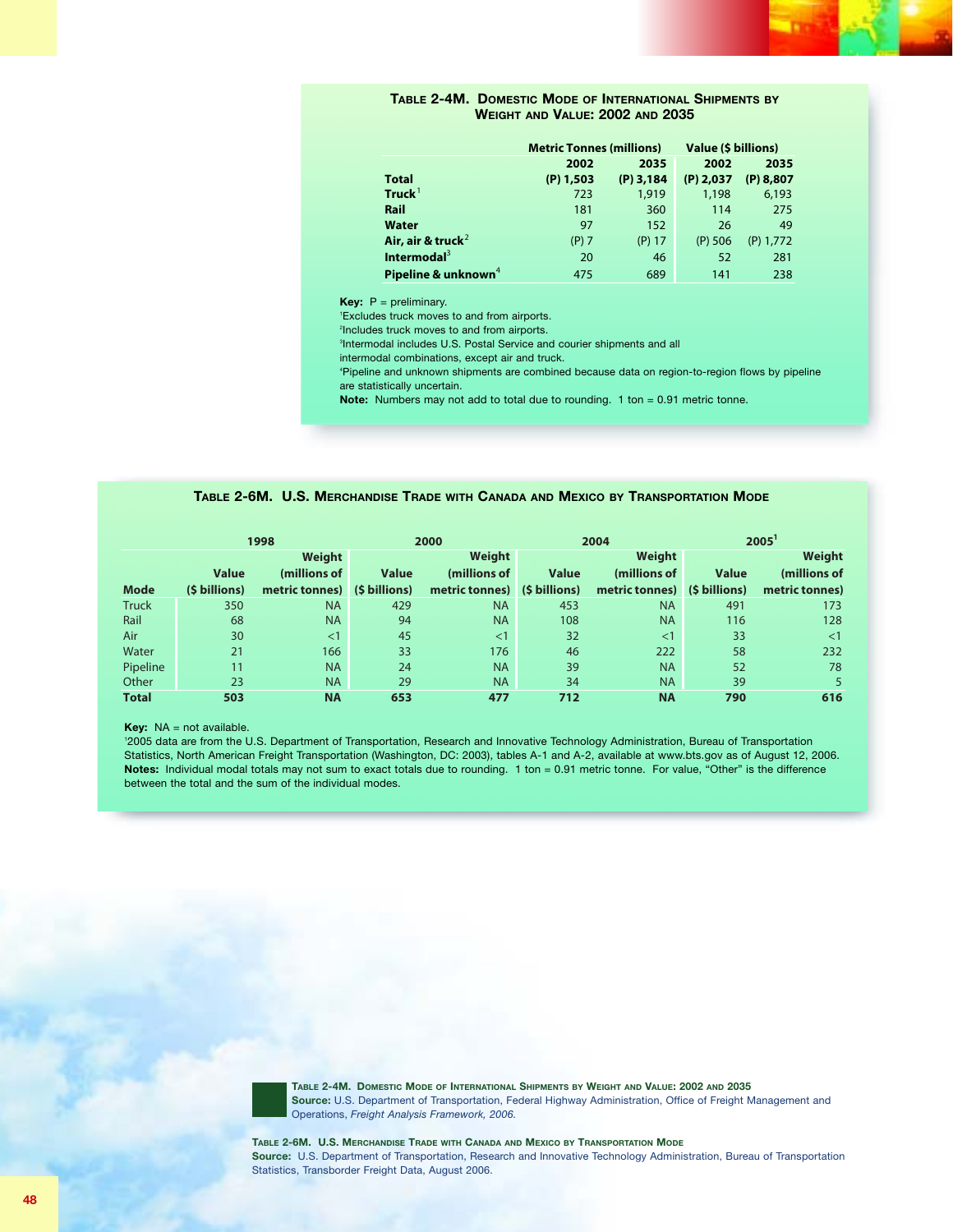## Table 2-4M. Domestic Mode of International Shipments by Weight and Value: 2002 and 2035

| | Metric Tonnes (millions) | | Value ($ billions) | |
|---|---|---|---|---|
| | 2002 | 2035 | 2002 | 2035 |
| **Total** | (P) 1,503 | (P) 3,184 | (P) 2,037 | (P) 8,807 |
| **Truck**[1] | 723 | 1,919 | 1,198 | 6,193 |
| **Rail** | 181 | 360 | 114 | 275 |
| **Water** | 97 | 152 | 26 | 49 |
| **Air, air & truck**[2] | (P) 7 | (P) 17 | (P) 506 | (P) 1,772 |
| **Intermodal**[3] | 20 | 46 | 52 | 281 |
| **Pipeline & unknown**[4] | 475 | 689 | 141 | 238 |

**Key:** P = preliminary.

[1]Excludes truck moves to and from airports.

[2]Includes truck moves to and from airports.

[3]Intermodal includes U.S. Postal Service and courier shipments and all intermodal combinations, except air and truck.

[4]Pipeline and unknown shipments are combined because data on region-to-region flows by pipeline are statistically uncertain.

**Note:** Numbers may not add to total due to rounding. 1 ton = 0.91 metric tonne.

## Table 2-6M. U.S. Merchandise Trade with Canada and Mexico by Transportation Mode

| | 1998 | | 2000 | | 2004 | | 2005[1] | |
|---|---|---|---|---|---|---|---|---|
| Mode | Value ($ billions) | Weight (millions of metric tonnes) | Value ($ billions) | Weight (millions of metric tonnes) | Value ($ billions) | Weight (millions of metric tonnes) | Value ($ billions) | Weight (millions of metric tonnes) |
| Truck | 350 | NA | 429 | NA | 453 | NA | 491 | 173 |
| Rail | 68 | NA | 94 | NA | 108 | NA | 116 | 128 |
| Air | 30 | <1 | 45 | <1 | 32 | <1 | 33 | <1 |
| Water | 21 | 166 | 33 | 176 | 46 | 222 | 58 | 232 |
| Pipeline | 11 | NA | 24 | NA | 39 | NA | 52 | 78 |
| Other | 23 | NA | 29 | NA | 34 | NA | 39 | 5 |
| **Total** | **503** | **NA** | **653** | **477** | **712** | **NA** | **790** | **616** |

**Key:** NA = not available.

[1]2005 data are from the U.S. Department of Transportation, Research and Innovative Technology Administration, Bureau of Transportation Statistics, North American Freight Transportation (Washington, DC: 2003), tables A-1 and A-2, available at www.bts.gov as of August 12, 2006.

**Notes:** Individual modal totals may not sum to exact totals due to rounding. 1 ton = 0.91 metric tonne. For value, "Other" is the difference between the total and the sum of the individual modes.

**Table 2-4M. Domestic Mode of International Shipments by Weight and Value: 2002 and 2035**
**Source:** U.S. Department of Transportation, Federal Highway Administration, Office of Freight Management and Operations, *Freight Analysis Framework, 2006.*

**Table 2-6M. U.S. Merchandise Trade with Canada and Mexico by Transportation Mode**
**Source:** U.S. Department of Transportation, Research and Innovative Technology Administration, Bureau of Transportation Statistics, Transborder Freight Data, August 2006.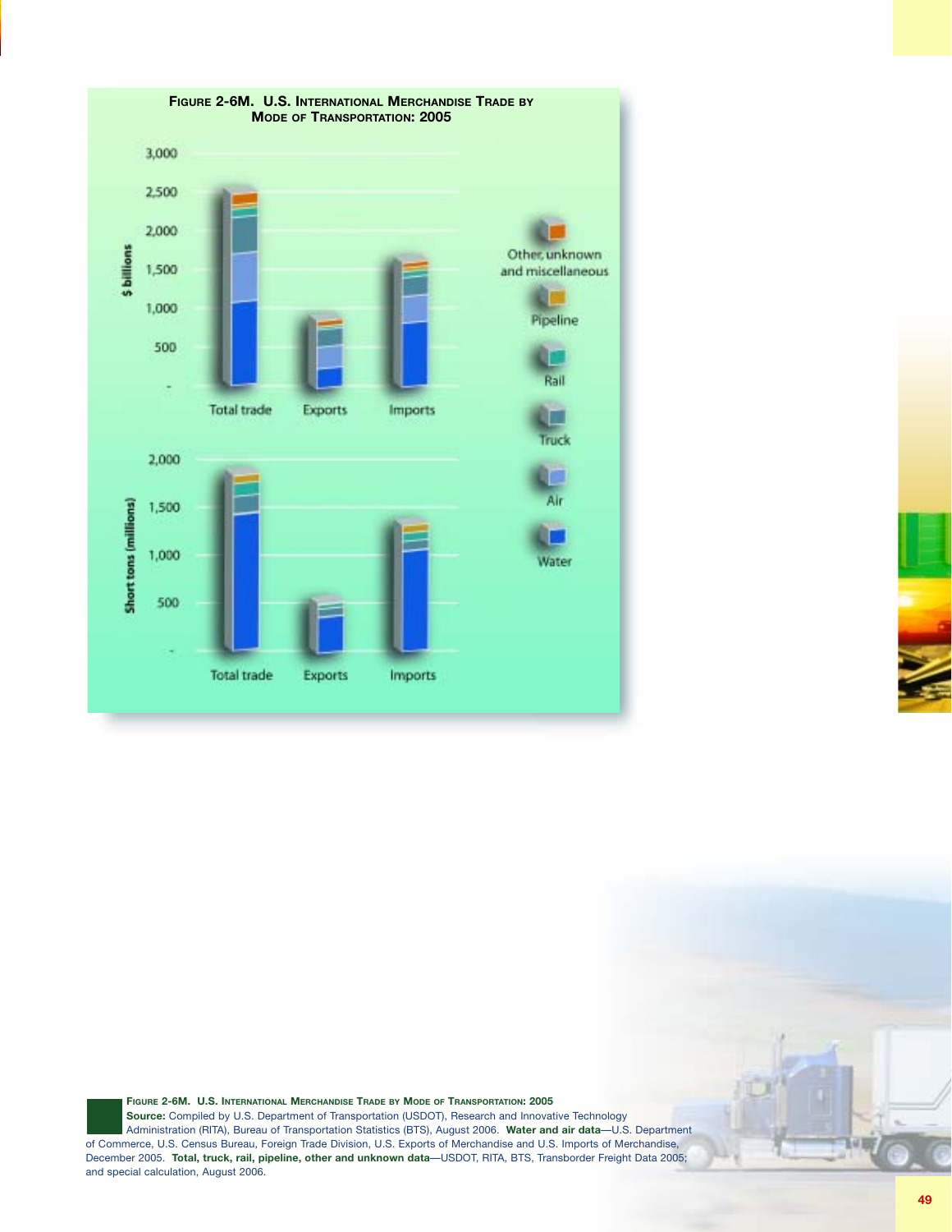**FIGURE 2-6M. U.S. INTERNATIONAL MERCHANDISE TRADE BY MODE OF TRANSPORTATION: 2005**

**Source:** Compiled by U.S. Department of Transportation (USDOT), Research and Innovative Technology Administration (RITA), Bureau of Transportation Statistics (BTS), August 2006. **Water and air data**—U.S. Department of Commerce, U.S. Census Bureau, Foreign Trade Division, U.S. Exports of Merchandise and U.S. Imports of Merchandise, December 2005. **Total, truck, rail, pipeline, other and unknown data**—USDOT, RITA, BTS, Transborder Freight Data 2005; and special calculation, August 2006.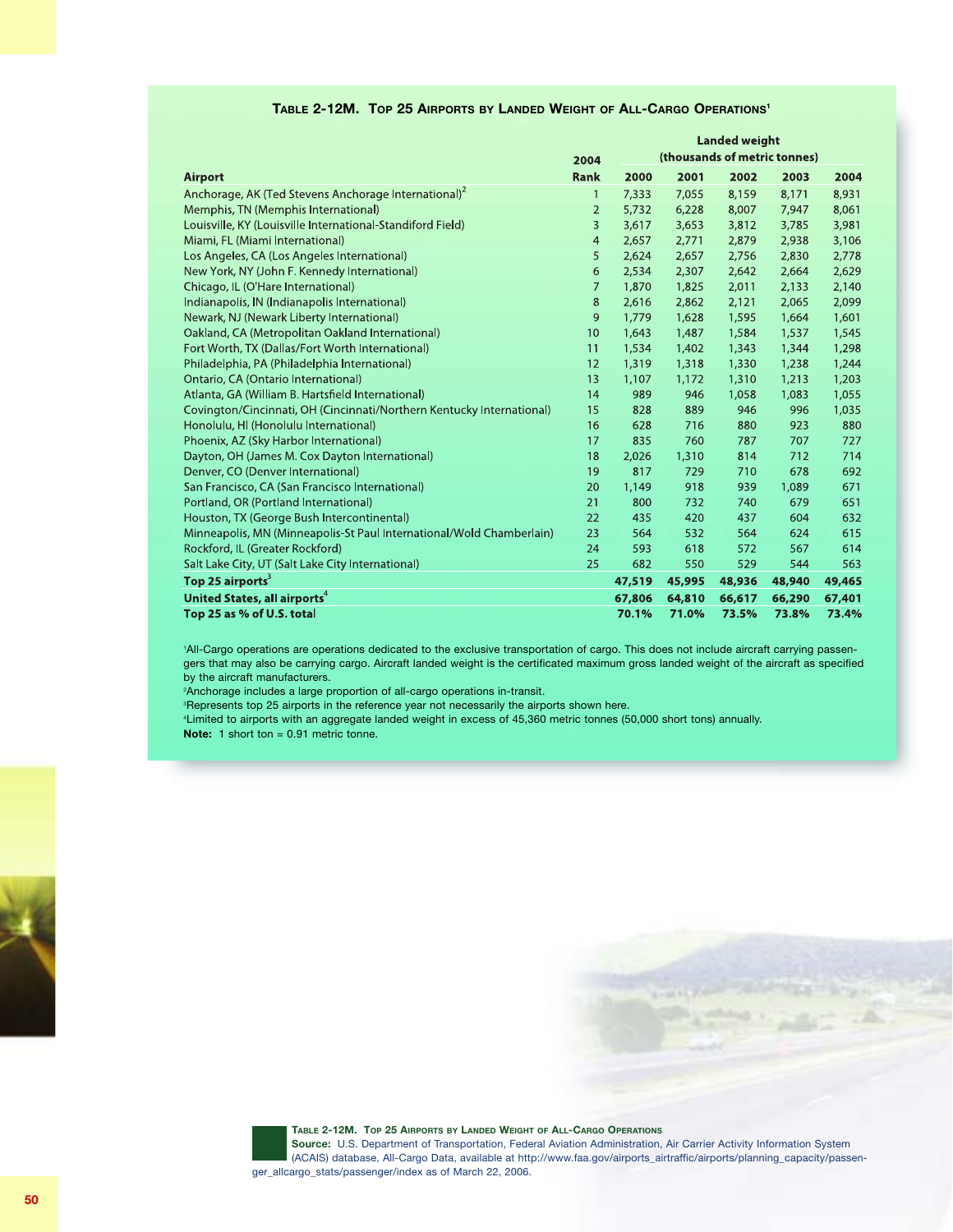## Table 2-12M. Top 25 Airports by Landed Weight of All-Cargo Operations[1]

| Airport | 2004 Rank | Landed weight (thousands of metric tonnes) 2000 | 2001 | 2002 | 2003 | 2004 |
|---|---|---|---|---|---|---|
| Anchorage, AK (Ted Stevens Anchorage International)[2] | 1 | 7,333 | 7,055 | 8,159 | 8,171 | 8,931 |
| Memphis, TN (Memphis International) | 2 | 5,732 | 6,228 | 8,007 | 7,947 | 8,061 |
| Louisville, KY (Louisville International-Standiford Field) | 3 | 3,617 | 3,653 | 3,812 | 3,785 | 3,981 |
| Miami, FL (Miami International) | 4 | 2,657 | 2,771 | 2,879 | 2,938 | 3,106 |
| Los Angeles, CA (Los Angeles International) | 5 | 2,624 | 2,657 | 2,756 | 2,830 | 2,778 |
| New York, NY (John F. Kennedy International) | 6 | 2,534 | 2,307 | 2,642 | 2,664 | 2,629 |
| Chicago, IL (O'Hare International) | 7 | 1,870 | 1,825 | 2,011 | 2,133 | 2,140 |
| Indianapolis, IN (Indianapolis International) | 8 | 2,616 | 2,862 | 2,121 | 2,065 | 2,099 |
| Newark, NJ (Newark Liberty International) | 9 | 1,779 | 1,628 | 1,595 | 1,664 | 1,601 |
| Oakland, CA (Metropolitan Oakland International) | 10 | 1,643 | 1,487 | 1,584 | 1,537 | 1,545 |
| Fort Worth, TX (Dallas/Fort Worth International) | 11 | 1,534 | 1,402 | 1,343 | 1,344 | 1,298 |
| Philadelphia, PA (Philadelphia International) | 12 | 1,319 | 1,318 | 1,330 | 1,238 | 1,244 |
| Ontario, CA (Ontario International) | 13 | 1,107 | 1,172 | 1,310 | 1,213 | 1,203 |
| Atlanta, GA (William B. Hartsfield International) | 14 | 989 | 946 | 1,058 | 1,083 | 1,055 |
| Covington/Cincinnati, OH (Cincinnati/Northern Kentucky International) | 15 | 828 | 889 | 946 | 996 | 1,035 |
| Honolulu, HI (Honolulu International) | 16 | 628 | 716 | 880 | 923 | 880 |
| Phoenix, AZ (Sky Harbor International) | 17 | 835 | 760 | 787 | 707 | 727 |
| Dayton, OH (James M. Cox Dayton International) | 18 | 2,026 | 1,310 | 814 | 712 | 714 |
| Denver, CO (Denver International) | 19 | 817 | 729 | 710 | 678 | 692 |
| San Francisco, CA (San Francisco International) | 20 | 1,149 | 918 | 939 | 1,089 | 671 |
| Portland, OR (Portland International) | 21 | 800 | 732 | 740 | 679 | 651 |
| Houston, TX (George Bush Intercontinental) | 22 | 435 | 420 | 437 | 604 | 632 |
| Minneapolis, MN (Minneapolis-St Paul International/Wold Chamberlain) | 23 | 564 | 532 | 564 | 624 | 615 |
| Rockford, IL (Greater Rockford) | 24 | 593 | 618 | 572 | 567 | 614 |
| Salt Lake City, UT (Salt Lake City International) | 25 | 682 | 550 | 529 | 544 | 563 |
| **Top 25 airports[3]** | | **47,519** | **45,995** | **48,936** | **48,940** | **49,465** |
| **United States, all airports[4]** | | **67,806** | **64,810** | **66,617** | **66,290** | **67,401** |
| **Top 25 as % of U.S. total** | | **70.1%** | **71.0%** | **73.5%** | **73.8%** | **73.4%** |

[1]All-Cargo operations are operations dedicated to the exclusive transportation of cargo. This does not include aircraft carrying passengers that may also be carrying cargo. Aircraft landed weight is the certificated maximum gross landed weight of the aircraft as specified by the aircraft manufacturers.

[2]Anchorage includes a large proportion of all-cargo operations in-transit.

[3]Represents top 25 airports in the reference year not necessarily the airports shown here.

[4]Limited to airports with an aggregate landed weight in excess of 45,360 metric tonnes (50,000 short tons) annually.

**Note:** 1 short ton = 0.91 metric tonne.

**Table 2-12M. Top 25 Airports by Landed Weight of All-Cargo Operations**

**Source:** U.S. Department of Transportation, Federal Aviation Administration, Air Carrier Activity Information System (ACAIS) database, All-Cargo Data, available at http://www.faa.gov/airports_airtraffic/airports/planning_capacity/passenger_allcargo_stats/passenger/index as of March 22, 2006.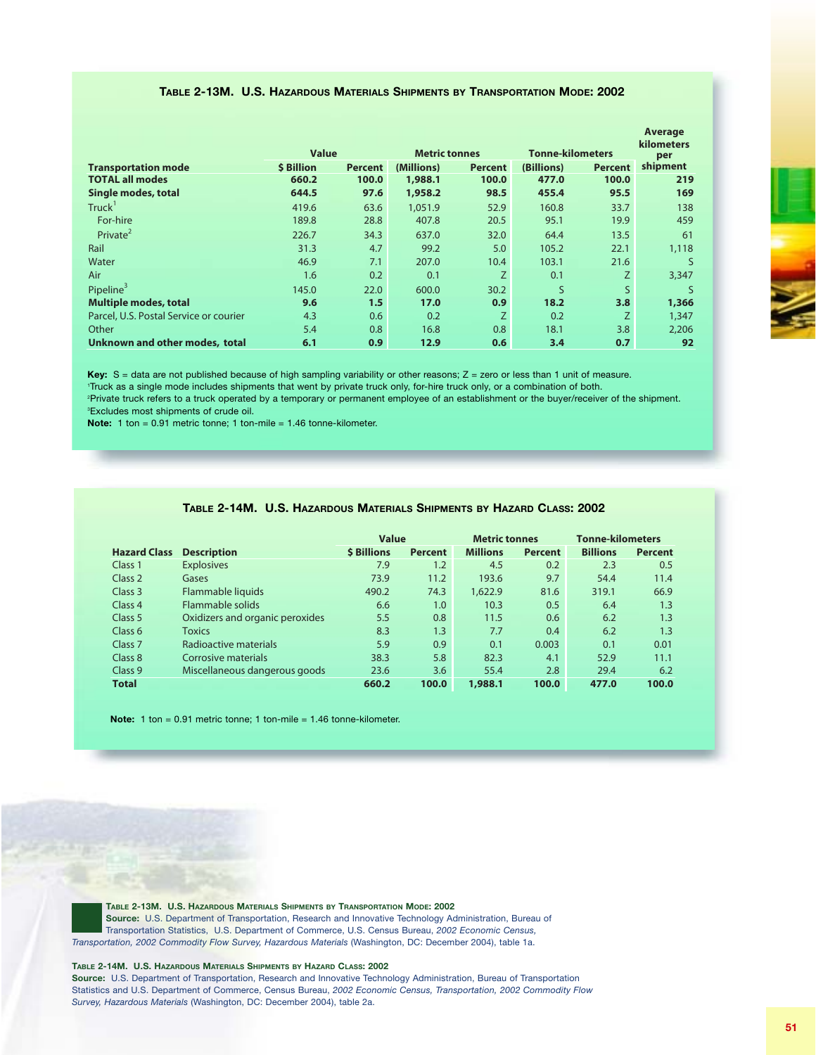## Table 2-13M. U.S. Hazardous Materials Shipments by Transportation Mode: 2002

| Transportation mode | Value | | Metric tonnes | | Tonne-kilometers | | Average kilometers per shipment |
|---|---|---|---|---|---|---|---|
| | $ Billion | Percent | (Millions) | Percent | (Billions) | Percent | |
| **TOTAL all modes** | **660.2** | **100.0** | **1,988.1** | **100.0** | **477.0** | **100.0** | **219** |
| **Single modes, total** | **644.5** | **97.6** | **1,958.2** | **98.5** | **455.4** | **95.5** | **169** |
| Truck[1] | 419.6 | 63.6 | 1,051.9 | 52.9 | 160.8 | 33.7 | 138 |
| For-hire | 189.8 | 28.8 | 407.8 | 20.5 | 95.1 | 19.9 | 459 |
| Private[2] | 226.7 | 34.3 | 637.0 | 32.0 | 64.4 | 13.5 | 61 |
| Rail | 31.3 | 4.7 | 99.2 | 5.0 | 105.2 | 22.1 | 1,118 |
| Water | 46.9 | 7.1 | 207.0 | 10.4 | 103.1 | 21.6 | S |
| Air | 1.6 | 0.2 | 0.1 | Z | 0.1 | Z | 3,347 |
| Pipeline[3] | 145.0 | 22.0 | 600.0 | 30.2 | S | S | S |
| **Multiple modes, total** | **9.6** | **1.5** | **17.0** | **0.9** | **18.2** | **3.8** | **1,366** |
| Parcel, U.S. Postal Service or courier | 4.3 | 0.6 | 0.2 | Z | 0.2 | Z | 1,347 |
| Other | 5.4 | 0.8 | 16.8 | 0.8 | 18.1 | 3.8 | 2,206 |
| **Unknown and other modes, total** | **6.1** | **0.9** | **12.9** | **0.6** | **3.4** | **0.7** | **92** |

**Key:** S = data are not published because of high sampling variability or other reasons; Z = zero or less than 1 unit of measure.
[1]Truck as a single mode includes shipments that went by private truck only, for-hire truck only, or a combination of both.
[2]Private truck refers to a truck operated by a temporary or permanent employee of an establishment or the buyer/receiver of the shipment.
[3]Excludes most shipments of crude oil.
**Note:** 1 ton = 0.91 metric tonne; 1 ton-mile = 1.46 tonne-kilometer.

## Table 2-14M. U.S. Hazardous Materials Shipments by Hazard Class: 2002

| Hazard Class | Description | Value | | Metric tonnes | | Tonne-kilometers | |
|---|---|---|---|---|---|---|---|
| | | $ Billions | Percent | Millions | Percent | Billions | Percent |
| Class 1 | Explosives | 7.9 | 1.2 | 4.5 | 0.2 | 2.3 | 0.5 |
| Class 2 | Gases | 73.9 | 11.2 | 193.6 | 9.7 | 54.4 | 11.4 |
| Class 3 | Flammable liquids | 490.2 | 74.3 | 1,622.9 | 81.6 | 319.1 | 66.9 |
| Class 4 | Flammable solids | 6.6 | 1.0 | 10.3 | 0.5 | 6.4 | 1.3 |
| Class 5 | Oxidizers and organic peroxides | 5.5 | 0.8 | 11.5 | 0.6 | 6.2 | 1.3 |
| Class 6 | Toxics | 8.3 | 1.3 | 7.7 | 0.4 | 6.2 | 1.3 |
| Class 7 | Radioactive materials | 5.9 | 0.9 | 0.1 | 0.003 | 0.1 | 0.01 |
| Class 8 | Corrosive materials | 38.3 | 5.8 | 82.3 | 4.1 | 52.9 | 11.1 |
| Class 9 | Miscellaneous dangerous goods | 23.6 | 3.6 | 55.4 | 2.8 | 29.4 | 6.2 |
| **Total** | | **660.2** | **100.0** | **1,988.1** | **100.0** | **477.0** | **100.0** |

**Note:** 1 ton = 0.91 metric tonne; 1 ton-mile = 1.46 tonne-kilometer.

**Table 2-13M. U.S. Hazardous Materials Shipments by Transportation Mode: 2002**
**Source:** U.S. Department of Transportation, Research and Innovative Technology Administration, Bureau of Transportation Statistics, U.S. Department of Commerce, U.S. Census Bureau, *2002 Economic Census, Transportation, 2002 Commodity Flow Survey, Hazardous Materials* (Washington, DC: December 2004), table 1a.

**Table 2-14M. U.S. Hazardous Materials Shipments by Hazard Class: 2002**
**Source:** U.S. Department of Transportation, Research and Innovative Technology Administration, Bureau of Transportation Statistics and U.S. Department of Commerce, Census Bureau, *2002 Economic Census, Transportation, 2002 Commodity Flow Survey, Hazardous Materials* (Washington, DC: December 2004), table 2a.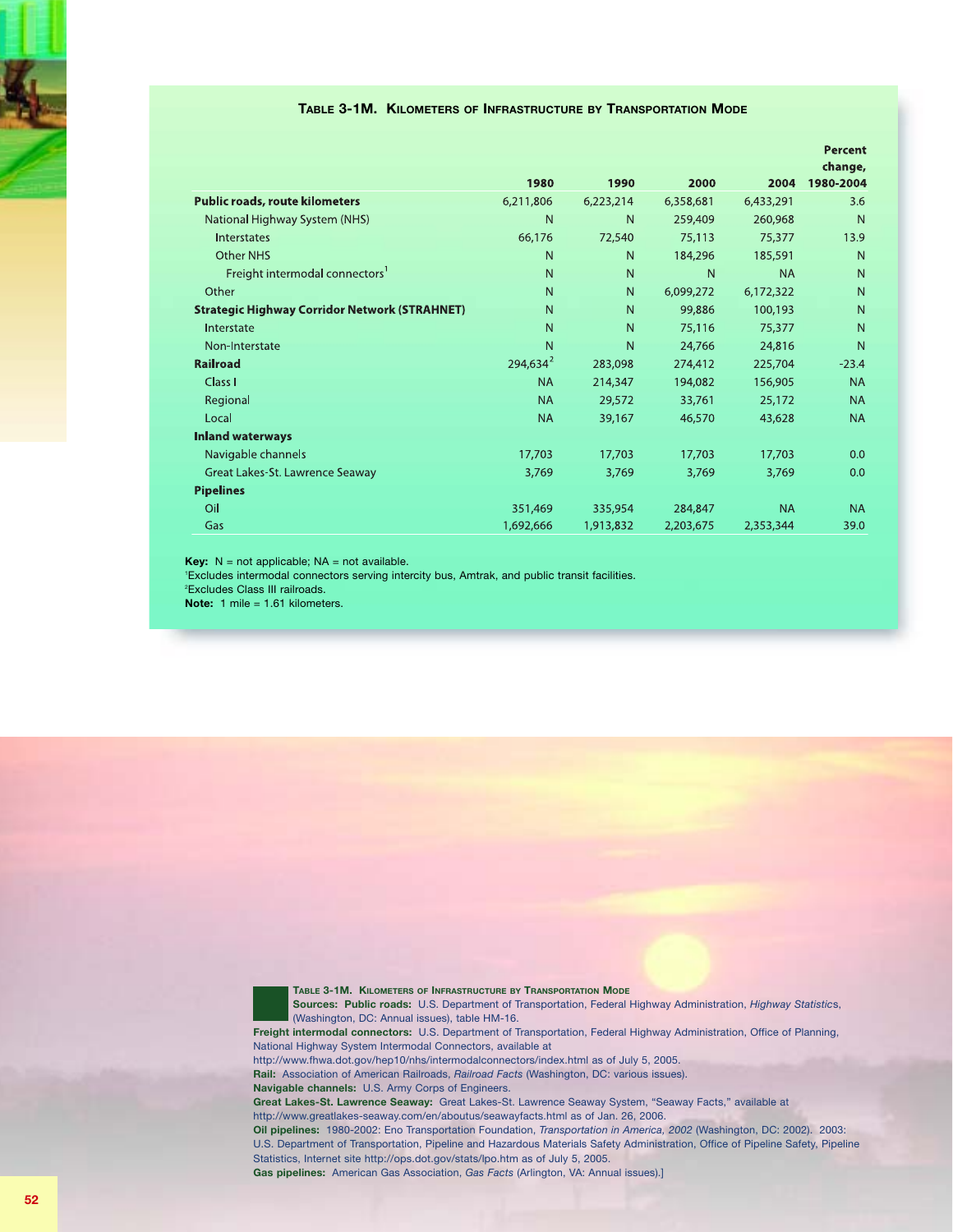### Table 3-1M. Kilometers of Infrastructure by Transportation Mode

| | 1980 | 1990 | 2000 | 2004 | Percent change, 1980-2004 |
|---|---|---|---|---|---|
| **Public roads, route kilometers** | 6,211,806 | 6,223,214 | 6,358,681 | 6,433,291 | 3.6 |
| National Highway System (NHS) | N | N | 259,409 | 260,968 | N |
| Interstates | 66,176 | 72,540 | 75,113 | 75,377 | 13.9 |
| Other NHS | N | N | 184,296 | 185,591 | N |
| Freight intermodal connectors[1] | N | N | N | NA | N |
| Other | N | N | 6,099,272 | 6,172,322 | N |
| **Strategic Highway Corridor Network (STRAHNET)** | N | N | 99,886 | 100,193 | N |
| Interstate | N | N | 75,116 | 75,377 | N |
| Non-Interstate | N | N | 24,766 | 24,816 | N |
| **Railroad** | 294,634[2] | 283,098 | 274,412 | 225,704 | -23.4 |
| Class I | NA | 214,347 | 194,082 | 156,905 | NA |
| Regional | NA | 29,572 | 33,761 | 25,172 | NA |
| Local | NA | 39,167 | 46,570 | 43,628 | NA |
| **Inland waterways** | | | | | |
| Navigable channels | 17,703 | 17,703 | 17,703 | 17,703 | 0.0 |
| Great Lakes-St. Lawrence Seaway | 3,769 | 3,769 | 3,769 | 3,769 | 0.0 |
| **Pipelines** | | | | | |
| Oil | 351,469 | 335,954 | 284,847 | NA | NA |
| Gas | 1,692,666 | 1,913,832 | 2,203,675 | 2,353,344 | 39.0 |

**Key:** N = not applicable; NA = not available.

[1]Excludes intermodal connectors serving intercity bus, Amtrak, and public transit facilities.

[2]Excludes Class III railroads.

**Note:** 1 mile = 1.61 kilometers.

**Table 3-1M. Kilometers of Infrastructure by Transportation Mode**

**Sources: Public roads:** U.S. Department of Transportation, Federal Highway Administration, *Highway Statistics*, (Washington, DC: Annual issues), table HM-16.

**Freight intermodal connectors:** U.S. Department of Transportation, Federal Highway Administration, Office of Planning, National Highway System Intermodal Connectors, available at http://www.fhwa.dot.gov/hep10/nhs/intermodalconnectors/index.html as of July 5, 2005.

**Rail:** Association of American Railroads, *Railroad Facts* (Washington, DC: various issues).

**Navigable channels:** U.S. Army Corps of Engineers.

**Great Lakes-St. Lawrence Seaway:** Great Lakes-St. Lawrence Seaway System, "Seaway Facts," available at http://www.greatlakes-seaway.com/en/aboutus/seawayfacts.html as of Jan. 26, 2006.

**Oil pipelines:** 1980-2002: Eno Transportation Foundation, *Transportation in America, 2002* (Washington, DC: 2002). 2003: U.S. Department of Transportation, Pipeline and Hazardous Materials Safety Administration, Office of Pipeline Safety, Pipeline Statistics, Internet site http://ops.dot.gov/stats/lpo.htm as of July 5, 2005.

**Gas pipelines:** American Gas Association, *Gas Facts* (Arlington, VA: Annual issues).]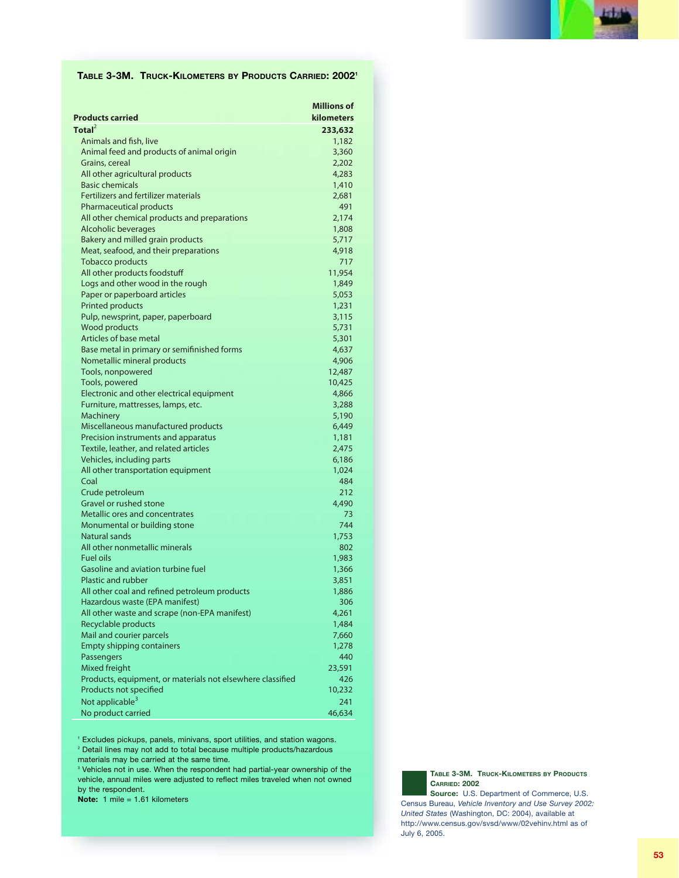# Table 3-3M. Truck-Kilometers by Products Carried: 2002[1]

| Products carried | Millions of kilometers |
|---|---|
| **Total**[2] | **233,632** |
| Animals and fish, live | 1,182 |
| Animal feed and products of animal origin | 3,360 |
| Grains, cereal | 2,202 |
| All other agricultural products | 4,283 |
| Basic chemicals | 1,410 |
| Fertilizers and fertilizer materials | 2,681 |
| Pharmaceutical products | 491 |
| All other chemical products and preparations | 2,174 |
| Alcoholic beverages | 1,808 |
| Bakery and milled grain products | 5,717 |
| Meat, seafood, and their preparations | 4,918 |
| Tobacco products | 717 |
| All other products foodstuff | 11,954 |
| Logs and other wood in the rough | 1,849 |
| Paper or paperboard articles | 5,053 |
| Printed products | 1,231 |
| Pulp, newsprint, paper, paperboard | 3,115 |
| Wood products | 5,731 |
| Articles of base metal | 5,301 |
| Base metal in primary or semifinished forms | 4,637 |
| Nometallic mineral products | 4,906 |
| Tools, nonpowered | 12,487 |
| Tools, powered | 10,425 |
| Electronic and other electrical equipment | 4,866 |
| Furniture, mattresses, lamps, etc. | 3,288 |
| Machinery | 5,190 |
| Miscellaneous manufactured products | 6,449 |
| Precision instruments and apparatus | 1,181 |
| Textile, leather, and related articles | 2,475 |
| Vehicles, including parts | 6,186 |
| All other transportation equipment | 1,024 |
| Coal | 484 |
| Crude petroleum | 212 |
| Gravel or rushed stone | 4,490 |
| Metallic ores and concentrates | 73 |
| Monumental or building stone | 744 |
| Natural sands | 1,753 |
| All other nonmetallic minerals | 802 |
| Fuel oils | 1,983 |
| Gasoline and aviation turbine fuel | 1,366 |
| Plastic and rubber | 3,851 |
| All other coal and refined petroleum products | 1,886 |
| Hazardous waste (EPA manifest) | 306 |
| All other waste and scrape (non-EPA manifest) | 4,261 |
| Recyclable products | 1,484 |
| Mail and courier parcels | 7,660 |
| Empty shipping containers | 1,278 |
| Passengers | 440 |
| Mixed freight | 23,591 |
| Products, equipment, or materials not elsewhere classified | 426 |
| Products not specified | 10,232 |
| Not applicable[3] | 241 |
| No product carried | 46,634 |

[1] Excludes pickups, panels, minivans, sport utilities, and station wagons.
[2] Detail lines may not add to total because multiple products/hazardous materials may be carried at the same time.
[3] Vehicles not in use. When the respondent had partial-year ownership of the vehicle, annual miles were adjusted to reflect miles traveled when not owned by the respondent.
**Note:** 1 mile = 1.61 kilometers

**Table 3-3M. Truck-Kilometers by Products Carried: 2002**
**Source:** U.S. Department of Commerce, U.S. Census Bureau, *Vehicle Inventory and Use Survey 2002: United States* (Washington, DC: 2004), available at http://www.census.gov/svsd/www/02vehinv.html as of July 6, 2005.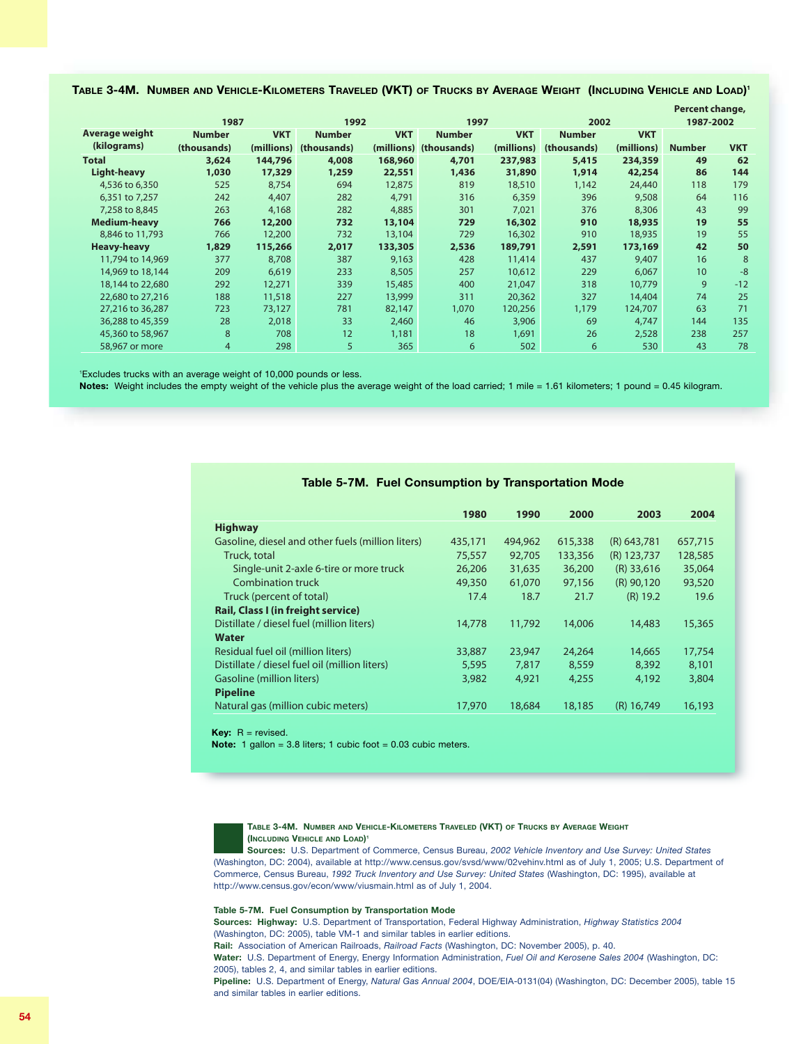## Table 3-4M. Number and Vehicle-Kilometers Traveled (VKT) of Trucks by Average Weight (Including Vehicle and Load)[1]

| Average weight (kilograms) | 1987 | | 1992 | | 1997 | | 2002 | | Percent change, 1987-2002 | |
|---|---|---|---|---|---|---|---|---|---|---|
| | Number (thousands) | VKT (millions) | Number (thousands) | VKT (millions) | Number (thousands) | VKT (millions) | Number (thousands) | VKT (millions) | Number | VKT |
| **Total** | **3,624** | **144,796** | **4,008** | **168,960** | **4,701** | **237,983** | **5,415** | **234,359** | **49** | **62** |
| **Light-heavy** | **1,030** | **17,329** | **1,259** | **22,551** | **1,436** | **31,890** | **1,914** | **42,254** | **86** | **144** |
| 4,536 to 6,350 | 525 | 8,754 | 694 | 12,875 | 819 | 18,510 | 1,142 | 24,440 | 118 | 179 |
| 6,351 to 7,257 | 242 | 4,407 | 282 | 4,791 | 316 | 6,359 | 396 | 9,508 | 64 | 116 |
| 7,258 to 8,845 | 263 | 4,168 | 282 | 4,885 | 301 | 7,021 | 376 | 8,306 | 43 | 99 |
| **Medium-heavy** | **766** | **12,200** | **732** | **13,104** | **729** | **16,302** | **910** | **18,935** | **19** | **55** |
| 8,846 to 11,793 | 766 | 12,200 | 732 | 13,104 | 729 | 16,302 | 910 | 18,935 | 19 | 55 |
| **Heavy-heavy** | **1,829** | **115,266** | **2,017** | **133,305** | **2,536** | **189,791** | **2,591** | **173,169** | **42** | **50** |
| 11,794 to 14,969 | 377 | 8,708 | 387 | 9,163 | 428 | 11,414 | 437 | 9,407 | 16 | 8 |
| 14,969 to 18,144 | 209 | 6,619 | 233 | 8,505 | 257 | 10,612 | 229 | 6,067 | 10 | -8 |
| 18,144 to 22,680 | 292 | 12,271 | 339 | 15,485 | 400 | 21,047 | 318 | 10,779 | 9 | -12 |
| 22,680 to 27,216 | 188 | 11,518 | 227 | 13,999 | 311 | 20,362 | 327 | 14,404 | 74 | 25 |
| 27,216 to 36,287 | 723 | 73,127 | 781 | 82,147 | 1,070 | 120,256 | 1,179 | 124,707 | 63 | 71 |
| 36,288 to 45,359 | 28 | 2,018 | 33 | 2,460 | 46 | 3,906 | 69 | 4,747 | 144 | 135 |
| 45,360 to 58,967 | 8 | 708 | 12 | 1,181 | 18 | 1,691 | 26 | 2,528 | 238 | 257 |
| 58,967 or more | 4 | 298 | 5 | 365 | 6 | 502 | 6 | 530 | 43 | 78 |

[1]Excludes trucks with an average weight of 10,000 pounds or less.

**Notes:** Weight includes the empty weight of the vehicle plus the average weight of the load carried; 1 mile = 1.61 kilometers; 1 pound = 0.45 kilogram.

## Table 5-7M. Fuel Consumption by Transportation Mode

| | 1980 | 1990 | 2000 | 2003 | 2004 |
|---|---|---|---|---|---|
| **Highway** | | | | | |
| Gasoline, diesel and other fuels (million liters) | 435,171 | 494,962 | 615,338 | (R) 643,781 | 657,715 |
| Truck, total | 75,557 | 92,705 | 133,356 | (R) 123,737 | 128,585 |
| Single-unit 2-axle 6-tire or more truck | 26,206 | 31,635 | 36,200 | (R) 33,616 | 35,064 |
| Combination truck | 49,350 | 61,070 | 97,156 | (R) 90,120 | 93,520 |
| Truck (percent of total) | 17.4 | 18.7 | 21.7 | (R) 19.2 | 19.6 |
| **Rail, Class I (in freight service)** | | | | | |
| Distillate / diesel fuel (million liters) | 14,778 | 11,792 | 14,006 | 14,483 | 15,365 |
| **Water** | | | | | |
| Residual fuel oil (million liters) | 33,887 | 23,947 | 24,264 | 14,665 | 17,754 |
| Distillate / diesel fuel oil (million liters) | 5,595 | 7,817 | 8,559 | 8,392 | 8,101 |
| Gasoline (million liters) | 3,982 | 4,921 | 4,255 | 4,192 | 3,804 |
| **Pipeline** | | | | | |
| Natural gas (million cubic meters) | 17,970 | 18,684 | 18,185 | (R) 16,749 | 16,193 |

**Key:** R = revised.

**Note:** 1 gallon = 3.8 liters; 1 cubic foot = 0.03 cubic meters.

**Table 3-4M. Number and Vehicle-Kilometers Traveled (VKT) of Trucks by Average Weight (Including Vehicle and Load)[1]**

**Sources:** U.S. Department of Commerce, Census Bureau, *2002 Vehicle Inventory and Use Survey: United States* (Washington, DC: 2004), available at http://www.census.gov/svsd/www/02vehinv.html as of July 1, 2005; U.S. Department of Commerce, Census Bureau, *1992 Truck Inventory and Use Survey: United States* (Washington, DC: 1995), available at http://www.census.gov/econ/www/viusmain.html as of July 1, 2004.

**Table 5-7M. Fuel Consumption by Transportation Mode**

**Sources: Highway:** U.S. Department of Transportation, Federal Highway Administration, *Highway Statistics 2004* (Washington, DC: 2005), table VM-1 and similar tables in earlier editions.

**Rail:** Association of American Railroads, *Railroad Facts* (Washington, DC: November 2005), p. 40.

**Water:** U.S. Department of Energy, Energy Information Administration, *Fuel Oil and Kerosene Sales 2004* (Washington, DC: 2005), tables 2, 4, and similar tables in earlier editions.

**Pipeline:** U.S. Department of Energy, *Natural Gas Annual 2004*, DOE/EIA-0131(04) (Washington, DC: December 2005), table 15 and similar tables in earlier editions.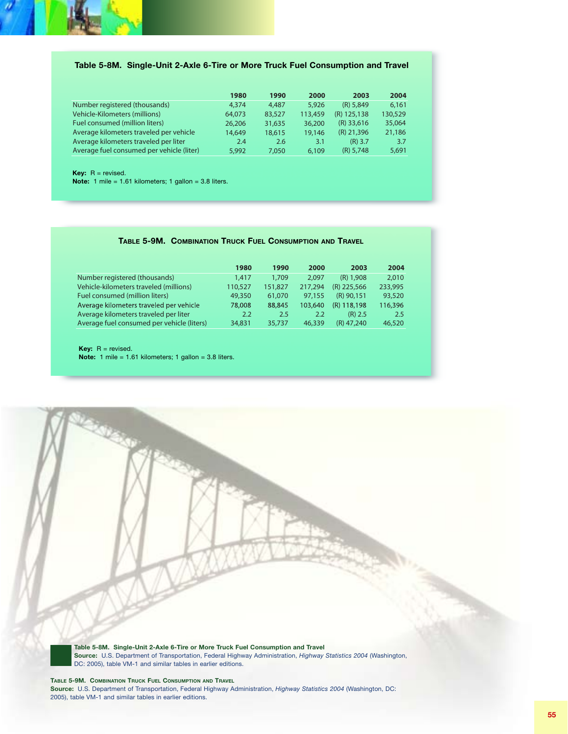## Table 5-8M. Single-Unit 2-Axle 6-Tire or More Truck Fuel Consumption and Travel

| | 1980 | 1990 | 2000 | 2003 | 2004 |
|---|---|---|---|---|---|
| Number registered (thousands) | 4,374 | 4,487 | 5,926 | (R) 5,849 | 6,161 |
| Vehicle-Kilometers (millions) | 64,073 | 83,527 | 113,459 | (R) 125,138 | 130,529 |
| Fuel consumed (million liters) | 26,206 | 31,635 | 36,200 | (R) 33,616 | 35,064 |
| Average kilometers traveled per vehicle | 14,649 | 18,615 | 19,146 | (R) 21,396 | 21,186 |
| Average kilometers traveled per liter | 2.4 | 2.6 | 3.1 | (R) 3.7 | 3.7 |
| Average fuel consumed per vehicle (liter) | 5,992 | 7,050 | 6,109 | (R) 5,748 | 5,691 |

**Key:** R = revised.
**Note:** 1 mile = 1.61 kilometers; 1 gallon = 3.8 liters.

## Table 5-9M. Combination Truck Fuel Consumption and Travel

| | 1980 | 1990 | 2000 | 2003 | 2004 |
|---|---|---|---|---|---|
| Number registered (thousands) | 1,417 | 1,709 | 2,097 | (R) 1,908 | 2,010 |
| Vehicle-kilometers traveled (millions) | 110,527 | 151,827 | 217,294 | (R) 225,566 | 233,995 |
| Fuel consumed (million liters) | 49,350 | 61,070 | 97,155 | (R) 90,151 | 93,520 |
| Average kilometers traveled per vehicle | 78,008 | 88,845 | 103,640 | (R) 118,198 | 116,396 |
| Average kilometers traveled per liter | 2.2 | 2.5 | 2.2 | (R) 2.5 | 2.5 |
| Average fuel consumed per vehicle (liters) | 34,831 | 35,737 | 46,339 | (R) 47,240 | 46,520 |

**Key:** R = revised.
**Note:** 1 mile = 1.61 kilometers; 1 gallon = 3.8 liters.

**Table 5-8M. Single-Unit 2-Axle 6-Tire or More Truck Fuel Consumption and Travel**
**Source:** U.S. Department of Transportation, Federal Highway Administration, *Highway Statistics 2004* (Washington, DC: 2005), table VM-1 and similar tables in earlier editions.

**Table 5-9M. Combination Truck Fuel Consumption and Travel**
**Source:** U.S. Department of Transportation, Federal Highway Administration, *Highway Statistics 2004* (Washington, DC: 2005), table VM-1 and similar tables in earlier editions.